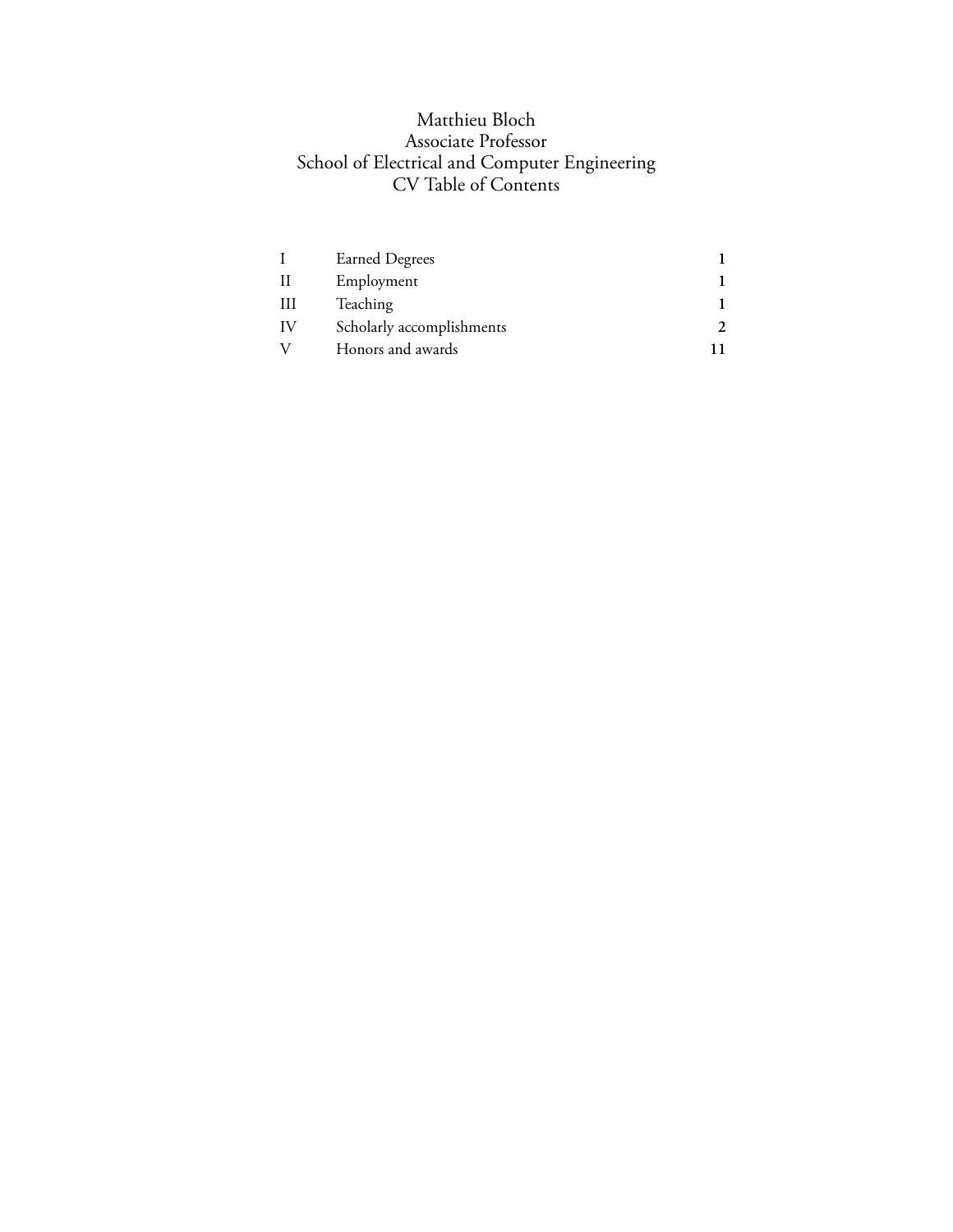# Matthieu Bloch
## Associate Professor
## School of Electrical and Computer Engineering
## CV Table of Contents

| | | |
|---|---|---|
| I | Earned Degrees | **1** |
| II | Employment | **1** |
| III | Teaching | **1** |
| IV | Scholarly accomplishments | **2** |
| V | Honors and awards | **11** |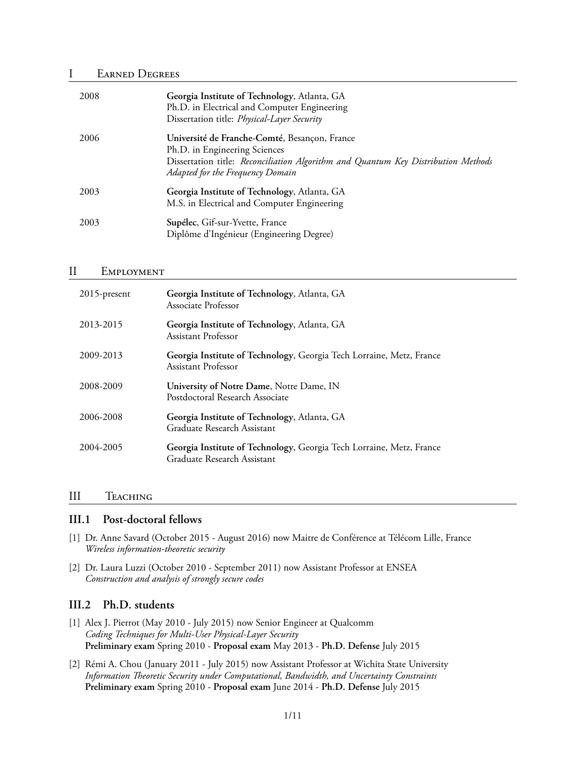## I Earned Degrees

| | |
|---|---|
| 2008 | **Georgia Institute of Technology**, Atlanta, GA<br>Ph.D. in Electrical and Computer Engineering<br>Dissertation title: *Physical-Layer Security* |
| 2006 | **Université de Franche-Comté**, Besançon, France<br>Ph.D. in Engineering Sciences<br>Dissertation title: *Reconciliation Algorithm and Quantum Key Distribution Methods Adapted for the Frequency Domain* |
| 2003 | **Georgia Institute of Technology**, Atlanta, GA<br>M.S. in Electrical and Computer Engineering |
| 2003 | **Supélec**, Gif-sur-Yvette, France<br>Diplôme d'Ingénieur (Engineering Degree) |

## II Employment

| | |
|---|---|
| 2015-present | **Georgia Institute of Technology**, Atlanta, GA<br>Associate Professor |
| 2013-2015 | **Georgia Institute of Technology**, Atlanta, GA<br>Assistant Professor |
| 2009-2013 | **Georgia Institute of Technology**, Georgia Tech Lorraine, Metz, France<br>Assistant Professor |
| 2008-2009 | **University of Notre Dame**, Notre Dame, IN<br>Postdoctoral Research Associate |
| 2006-2008 | **Georgia Institute of Technology**, Atlanta, GA<br>Graduate Research Assistant |
| 2004-2005 | **Georgia Institute of Technology**, Georgia Tech Lorraine, Metz, France<br>Graduate Research Assistant |

## III Teaching

### III.1 Post-doctoral fellows

[1] Dr. Anne Savard (October 2015 - August 2016) now Maitre de Conférence at Télécom Lille, France
*Wireless information-theoretic security*

[2] Dr. Laura Luzzi (October 2010 - September 2011) now Assistant Professor at ENSEA
*Construction and analysis of strongly secure codes*

### III.2 Ph.D. students

[1] Alex J. Pierrot (May 2010 - July 2015) now Senior Engineer at Qualcomm
*Coding Techniques for Multi-User Physical-Layer Security*
**Preliminary exam** Spring 2010 - **Proposal exam** May 2013 - **Ph.D. Defense** July 2015

[2] Rémi A. Chou (January 2011 - July 2015) now Assistant Professor at Wichita State University
*Information Theoretic Security under Computational, Bandwidth, and Uncertainty Constraints*
**Preliminary exam** Spring 2010 - **Proposal exam** June 2014 - **Ph.D. Defense** July 2015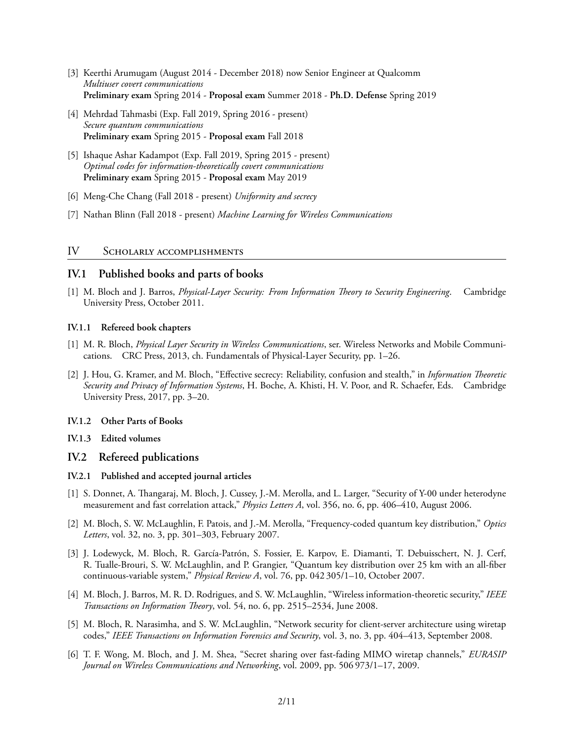[3] Keerthi Arumugam (August 2014 - December 2018) now Senior Engineer at Qualcomm
*Multiuser covert communications*
**Preliminary exam** Spring 2014 - **Proposal exam** Summer 2018 - **Ph.D. Defense** Spring 2019

[4] Mehrdad Tahmasbi (Exp. Fall 2019, Spring 2016 - present)
*Secure quantum communications*
**Preliminary exam** Spring 2015 - **Proposal exam** Fall 2018

[5] Ishaque Ashar Kadampot (Exp. Fall 2019, Spring 2015 - present)
*Optimal codes for information-theoretically covert communications*
**Preliminary exam** Spring 2015 - **Proposal exam** May 2019

[6] Meng-Che Chang (Fall 2018 - present) *Uniformity and secrecy*

[7] Nathan Blinn (Fall 2018 - present) *Machine Learning for Wireless Communications*

# IV Scholarly accomplishments

## IV.1 Published books and parts of books

[1] M. Bloch and J. Barros, *Physical-Layer Security: From Information Theory to Security Engineering*. Cambridge University Press, October 2011.

### IV.1.1 Refereed book chapters

[1] M. R. Bloch, *Physical Layer Security in Wireless Communications*, ser. Wireless Networks and Mobile Communications. CRC Press, 2013, ch. Fundamentals of Physical-Layer Security, pp. 1–26.

[2] J. Hou, G. Kramer, and M. Bloch, "Effective secrecy: Reliability, confusion and stealth," in *Information Theoretic Security and Privacy of Information Systems*, H. Boche, A. Khisti, H. V. Poor, and R. Schaefer, Eds. Cambridge University Press, 2017, pp. 3–20.

### IV.1.2 Other Parts of Books

### IV.1.3 Edited volumes

## IV.2 Refereed publications

### IV.2.1 Published and accepted journal articles

[1] S. Donnet, A. Thangaraj, M. Bloch, J. Cussey, J.-M. Merolla, and L. Larger, "Security of Y-00 under heterodyne measurement and fast correlation attack," *Physics Letters A*, vol. 356, no. 6, pp. 406–410, August 2006.

[2] M. Bloch, S. W. McLaughlin, F. Patois, and J.-M. Merolla, "Frequency-coded quantum key distribution," *Optics Letters*, vol. 32, no. 3, pp. 301–303, February 2007.

[3] J. Lodewyck, M. Bloch, R. García-Patrón, S. Fossier, E. Karpov, E. Diamanti, T. Debuisschert, N. J. Cerf, R. Tualle-Brouri, S. W. McLaughlin, and P. Grangier, "Quantum key distribution over 25 km with an all-fiber continuous-variable system," *Physical Review A*, vol. 76, pp. 042 305/1–10, October 2007.

[4] M. Bloch, J. Barros, M. R. D. Rodrigues, and S. W. McLaughlin, "Wireless information-theoretic security," *IEEE Transactions on Information Theory*, vol. 54, no. 6, pp. 2515–2534, June 2008.

[5] M. Bloch, R. Narasimha, and S. W. McLaughlin, "Network security for client-server architecture using wiretap codes," *IEEE Transactions on Information Forensics and Security*, vol. 3, no. 3, pp. 404–413, September 2008.

[6] T. F. Wong, M. Bloch, and J. M. Shea, "Secret sharing over fast-fading MIMO wiretap channels," *EURASIP Journal on Wireless Communications and Networking*, vol. 2009, pp. 506 973/1–17, 2009.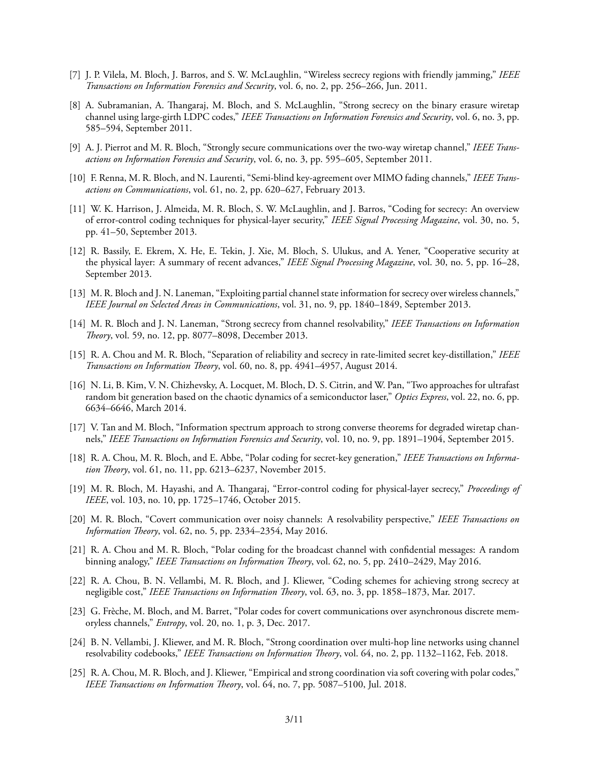[7] J. P. Vilela, M. Bloch, J. Barros, and S. W. McLaughlin, "Wireless secrecy regions with friendly jamming," *IEEE Transactions on Information Forensics and Security*, vol. 6, no. 2, pp. 256–266, Jun. 2011.

[8] A. Subramanian, A. Thangaraj, M. Bloch, and S. McLaughlin, "Strong secrecy on the binary erasure wiretap channel using large-girth LDPC codes," *IEEE Transactions on Information Forensics and Security*, vol. 6, no. 3, pp. 585–594, September 2011.

[9] A. J. Pierrot and M. R. Bloch, "Strongly secure communications over the two-way wiretap channel," *IEEE Transactions on Information Forensics and Security*, vol. 6, no. 3, pp. 595–605, September 2011.

[10] F. Renna, M. R. Bloch, and N. Laurenti, "Semi-blind key-agreement over MIMO fading channels," *IEEE Transactions on Communications*, vol. 61, no. 2, pp. 620–627, February 2013.

[11] W. K. Harrison, J. Almeida, M. R. Bloch, S. W. McLaughlin, and J. Barros, "Coding for secrecy: An overview of error-control coding techniques for physical-layer security," *IEEE Signal Processing Magazine*, vol. 30, no. 5, pp. 41–50, September 2013.

[12] R. Bassily, E. Ekrem, X. He, E. Tekin, J. Xie, M. Bloch, S. Ulukus, and A. Yener, "Cooperative security at the physical layer: A summary of recent advances," *IEEE Signal Processing Magazine*, vol. 30, no. 5, pp. 16–28, September 2013.

[13] M. R. Bloch and J. N. Laneman, "Exploiting partial channel state information for secrecy over wireless channels," *IEEE Journal on Selected Areas in Communications*, vol. 31, no. 9, pp. 1840–1849, September 2013.

[14] M. R. Bloch and J. N. Laneman, "Strong secrecy from channel resolvability," *IEEE Transactions on Information Theory*, vol. 59, no. 12, pp. 8077–8098, December 2013.

[15] R. A. Chou and M. R. Bloch, "Separation of reliability and secrecy in rate-limited secret key-distillation," *IEEE Transactions on Information Theory*, vol. 60, no. 8, pp. 4941–4957, August 2014.

[16] N. Li, B. Kim, V. N. Chizhevsky, A. Locquet, M. Bloch, D. S. Citrin, and W. Pan, "Two approaches for ultrafast random bit generation based on the chaotic dynamics of a semiconductor laser," *Optics Express*, vol. 22, no. 6, pp. 6634–6646, March 2014.

[17] V. Tan and M. Bloch, "Information spectrum approach to strong converse theorems for degraded wiretap channels," *IEEE Transactions on Information Forensics and Security*, vol. 10, no. 9, pp. 1891–1904, September 2015.

[18] R. A. Chou, M. R. Bloch, and E. Abbe, "Polar coding for secret-key generation," *IEEE Transactions on Information Theory*, vol. 61, no. 11, pp. 6213–6237, November 2015.

[19] M. R. Bloch, M. Hayashi, and A. Thangaraj, "Error-control coding for physical-layer secrecy," *Proceedings of IEEE*, vol. 103, no. 10, pp. 1725–1746, October 2015.

[20] M. R. Bloch, "Covert communication over noisy channels: A resolvability perspective," *IEEE Transactions on Information Theory*, vol. 62, no. 5, pp. 2334–2354, May 2016.

[21] R. A. Chou and M. R. Bloch, "Polar coding for the broadcast channel with confidential messages: A random binning analogy," *IEEE Transactions on Information Theory*, vol. 62, no. 5, pp. 2410–2429, May 2016.

[22] R. A. Chou, B. N. Vellambi, M. R. Bloch, and J. Kliewer, "Coding schemes for achieving strong secrecy at negligible cost," *IEEE Transactions on Information Theory*, vol. 63, no. 3, pp. 1858–1873, Mar. 2017.

[23] G. Frèche, M. Bloch, and M. Barret, "Polar codes for covert communications over asynchronous discrete memoryless channels," *Entropy*, vol. 20, no. 1, p. 3, Dec. 2017.

[24] B. N. Vellambi, J. Kliewer, and M. R. Bloch, "Strong coordination over multi-hop line networks using channel resolvability codebooks," *IEEE Transactions on Information Theory*, vol. 64, no. 2, pp. 1132–1162, Feb. 2018.

[25] R. A. Chou, M. R. Bloch, and J. Kliewer, "Empirical and strong coordination via soft covering with polar codes," *IEEE Transactions on Information Theory*, vol. 64, no. 7, pp. 5087–5100, Jul. 2018.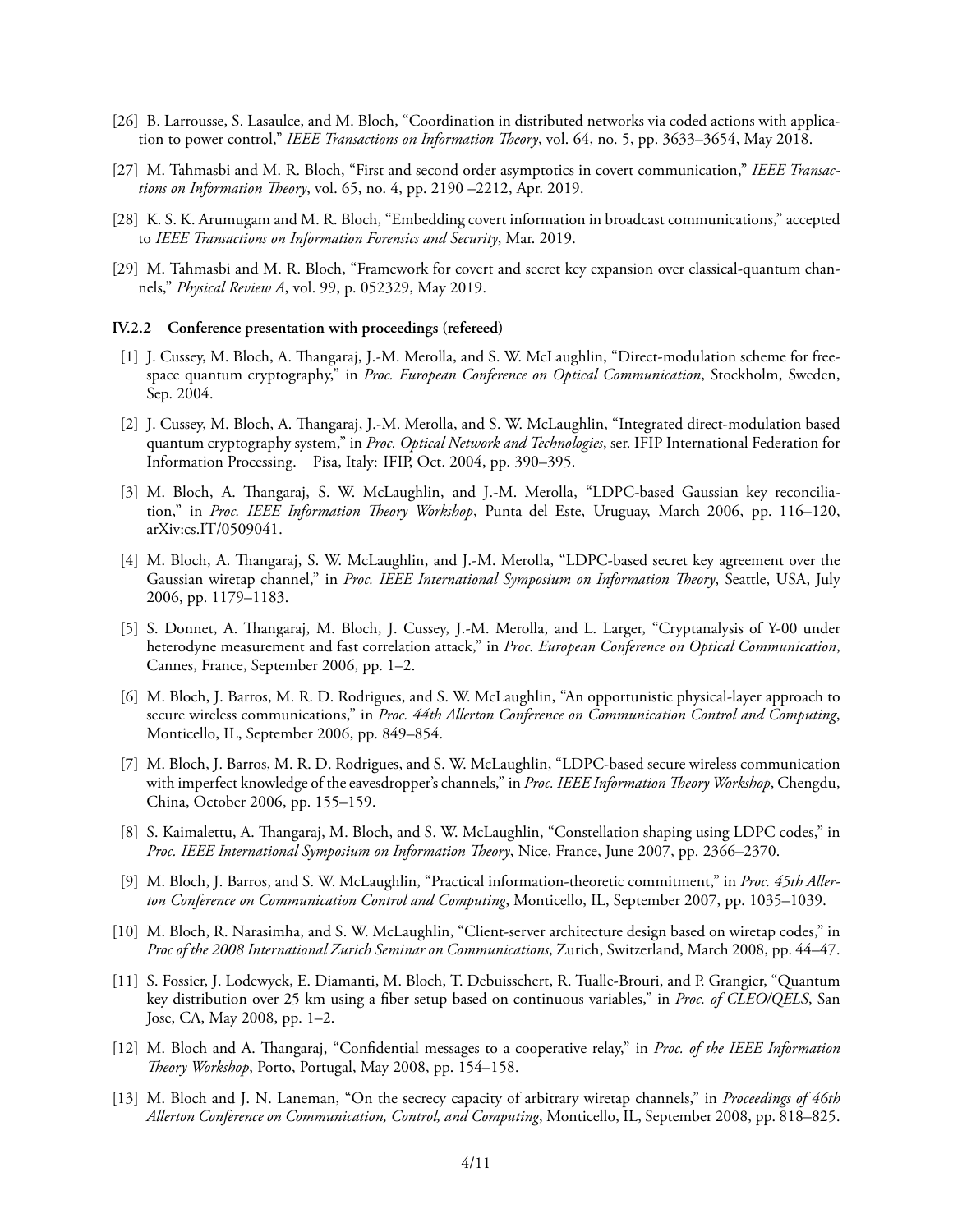[26] B. Larrousse, S. Lasaulce, and M. Bloch, “Coordination in distributed networks via coded actions with application to power control,” *IEEE Transactions on Information Theory*, vol. 64, no. 5, pp. 3633–3654, May 2018.

[27] M. Tahmasbi and M. R. Bloch, “First and second order asymptotics in covert communication,” *IEEE Transactions on Information Theory*, vol. 65, no. 4, pp. 2190 –2212, Apr. 2019.

[28] K. S. K. Arumugam and M. R. Bloch, “Embedding covert information in broadcast communications,” accepted to *IEEE Transactions on Information Forensics and Security*, Mar. 2019.

[29] M. Tahmasbi and M. R. Bloch, “Framework for covert and secret key expansion over classical-quantum channels,” *Physical Review A*, vol. 99, p. 052329, May 2019.

#### IV.2.2 Conference presentation with proceedings (refereed)

[1] J. Cussey, M. Bloch, A. Thangaraj, J.-M. Merolla, and S. W. McLaughlin, “Direct-modulation scheme for free-space quantum cryptography,” in *Proc. European Conference on Optical Communication*, Stockholm, Sweden, Sep. 2004.

[2] J. Cussey, M. Bloch, A. Thangaraj, J.-M. Merolla, and S. W. McLaughlin, “Integrated direct-modulation based quantum cryptography system,” in *Proc. Optical Network and Technologies*, ser. IFIP International Federation for Information Processing. Pisa, Italy: IFIP, Oct. 2004, pp. 390–395.

[3] M. Bloch, A. Thangaraj, S. W. McLaughlin, and J.-M. Merolla, “LDPC-based Gaussian key reconciliation,” in *Proc. IEEE Information Theory Workshop*, Punta del Este, Uruguay, March 2006, pp. 116–120, arXiv:cs.IT/0509041.

[4] M. Bloch, A. Thangaraj, S. W. McLaughlin, and J.-M. Merolla, “LDPC-based secret key agreement over the Gaussian wiretap channel,” in *Proc. IEEE International Symposium on Information Theory*, Seattle, USA, July 2006, pp. 1179–1183.

[5] S. Donnet, A. Thangaraj, M. Bloch, J. Cussey, J.-M. Merolla, and L. Larger, “Cryptanalysis of Y-00 under heterodyne measurement and fast correlation attack,” in *Proc. European Conference on Optical Communication*, Cannes, France, September 2006, pp. 1–2.

[6] M. Bloch, J. Barros, M. R. D. Rodrigues, and S. W. McLaughlin, “An opportunistic physical-layer approach to secure wireless communications,” in *Proc. 44th Allerton Conference on Communication Control and Computing*, Monticello, IL, September 2006, pp. 849–854.

[7] M. Bloch, J. Barros, M. R. D. Rodrigues, and S. W. McLaughlin, “LDPC-based secure wireless communication with imperfect knowledge of the eavesdropper's channels,” in *Proc. IEEE Information Theory Workshop*, Chengdu, China, October 2006, pp. 155–159.

[8] S. Kaimalettu, A. Thangaraj, M. Bloch, and S. W. McLaughlin, “Constellation shaping using LDPC codes,” in *Proc. IEEE International Symposium on Information Theory*, Nice, France, June 2007, pp. 2366–2370.

[9] M. Bloch, J. Barros, and S. W. McLaughlin, “Practical information-theoretic commitment,” in *Proc. 45th Allerton Conference on Communication Control and Computing*, Monticello, IL, September 2007, pp. 1035–1039.

[10] M. Bloch, R. Narasimha, and S. W. McLaughlin, “Client-server architecture design based on wiretap codes,” in *Proc of the 2008 International Zurich Seminar on Communications*, Zurich, Switzerland, March 2008, pp. 44–47.

[11] S. Fossier, J. Lodewyck, E. Diamanti, M. Bloch, T. Debuisschert, R. Tualle-Brouri, and P. Grangier, “Quantum key distribution over 25 km using a fiber setup based on continuous variables,” in *Proc. of CLEO/QELS*, San Jose, CA, May 2008, pp. 1–2.

[12] M. Bloch and A. Thangaraj, “Confidential messages to a cooperative relay,” in *Proc. of the IEEE Information Theory Workshop*, Porto, Portugal, May 2008, pp. 154–158.

[13] M. Bloch and J. N. Laneman, “On the secrecy capacity of arbitrary wiretap channels,” in *Proceedings of 46th Allerton Conference on Communication, Control, and Computing*, Monticello, IL, September 2008, pp. 818–825.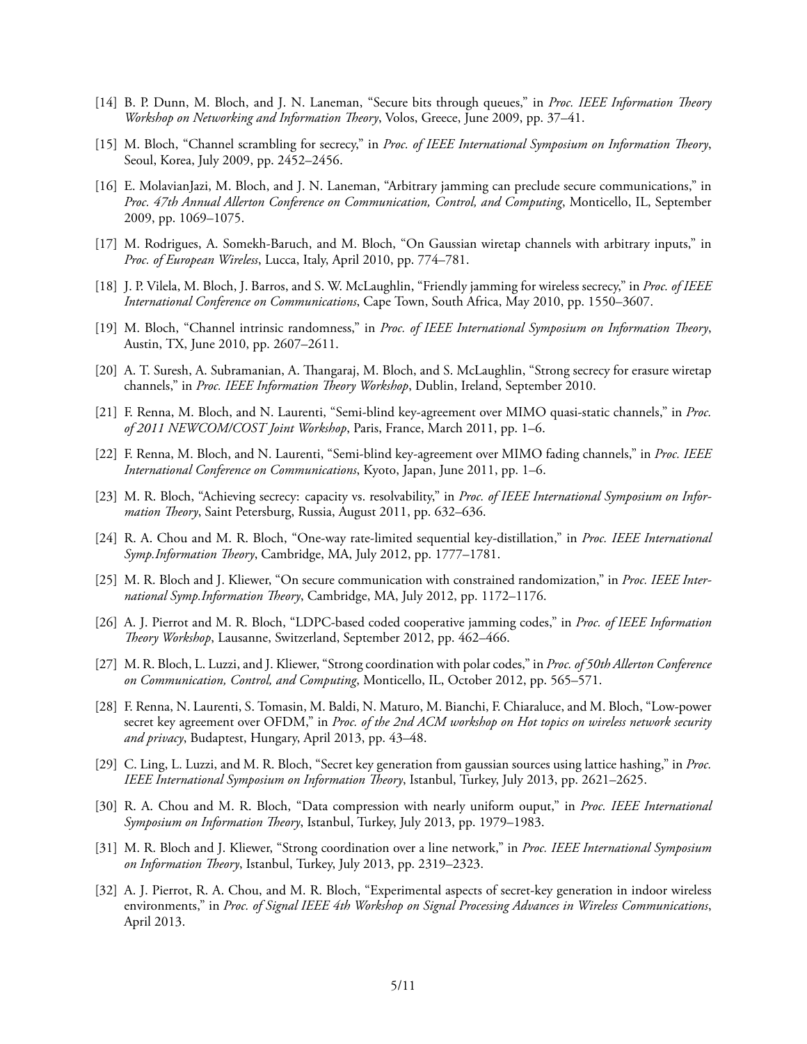[14] B. P. Dunn, M. Bloch, and J. N. Laneman, "Secure bits through queues," in *Proc. IEEE Information Theory Workshop on Networking and Information Theory*, Volos, Greece, June 2009, pp. 37–41.

[15] M. Bloch, "Channel scrambling for secrecy," in *Proc. of IEEE International Symposium on Information Theory*, Seoul, Korea, July 2009, pp. 2452–2456.

[16] E. MolavianJazi, M. Bloch, and J. N. Laneman, "Arbitrary jamming can preclude secure communications," in *Proc. 47th Annual Allerton Conference on Communication, Control, and Computing*, Monticello, IL, September 2009, pp. 1069–1075.

[17] M. Rodrigues, A. Somekh-Baruch, and M. Bloch, "On Gaussian wiretap channels with arbitrary inputs," in *Proc. of European Wireless*, Lucca, Italy, April 2010, pp. 774–781.

[18] J. P. Vilela, M. Bloch, J. Barros, and S. W. McLaughlin, "Friendly jamming for wireless secrecy," in *Proc. of IEEE International Conference on Communications*, Cape Town, South Africa, May 2010, pp. 1550–3607.

[19] M. Bloch, "Channel intrinsic randomness," in *Proc. of IEEE International Symposium on Information Theory*, Austin, TX, June 2010, pp. 2607–2611.

[20] A. T. Suresh, A. Subramanian, A. Thangaraj, M. Bloch, and S. McLaughlin, "Strong secrecy for erasure wiretap channels," in *Proc. IEEE Information Theory Workshop*, Dublin, Ireland, September 2010.

[21] F. Renna, M. Bloch, and N. Laurenti, "Semi-blind key-agreement over MIMO quasi-static channels," in *Proc. of 2011 NEWCOM/COST Joint Workshop*, Paris, France, March 2011, pp. 1–6.

[22] F. Renna, M. Bloch, and N. Laurenti, "Semi-blind key-agreement over MIMO fading channels," in *Proc. IEEE International Conference on Communications*, Kyoto, Japan, June 2011, pp. 1–6.

[23] M. R. Bloch, "Achieving secrecy: capacity vs. resolvability," in *Proc. of IEEE International Symposium on Information Theory*, Saint Petersburg, Russia, August 2011, pp. 632–636.

[24] R. A. Chou and M. R. Bloch, "One-way rate-limited sequential key-distillation," in *Proc. IEEE International Symp.Information Theory*, Cambridge, MA, July 2012, pp. 1777–1781.

[25] M. R. Bloch and J. Kliewer, "On secure communication with constrained randomization," in *Proc. IEEE International Symp.Information Theory*, Cambridge, MA, July 2012, pp. 1172–1176.

[26] A. J. Pierrot and M. R. Bloch, "LDPC-based coded cooperative jamming codes," in *Proc. of IEEE Information Theory Workshop*, Lausanne, Switzerland, September 2012, pp. 462–466.

[27] M. R. Bloch, L. Luzzi, and J. Kliewer, "Strong coordination with polar codes," in *Proc. of 50th Allerton Conference on Communication, Control, and Computing*, Monticello, IL, October 2012, pp. 565–571.

[28] F. Renna, N. Laurenti, S. Tomasin, M. Baldi, N. Maturo, M. Bianchi, F. Chiaraluce, and M. Bloch, "Low-power secret key agreement over OFDM," in *Proc. of the 2nd ACM workshop on Hot topics on wireless network security and privacy*, Budapest, Hungary, April 2013, pp. 43–48.

[29] C. Ling, L. Luzzi, and M. R. Bloch, "Secret key generation from gaussian sources using lattice hashing," in *Proc. IEEE International Symposium on Information Theory*, Istanbul, Turkey, July 2013, pp. 2621–2625.

[30] R. A. Chou and M. R. Bloch, "Data compression with nearly uniform ouput," in *Proc. IEEE International Symposium on Information Theory*, Istanbul, Turkey, July 2013, pp. 1979–1983.

[31] M. R. Bloch and J. Kliewer, "Strong coordination over a line network," in *Proc. IEEE International Symposium on Information Theory*, Istanbul, Turkey, July 2013, pp. 2319–2323.

[32] A. J. Pierrot, R. A. Chou, and M. R. Bloch, "Experimental aspects of secret-key generation in indoor wireless environments," in *Proc. of Signal IEEE 4th Workshop on Signal Processing Advances in Wireless Communications*, April 2013.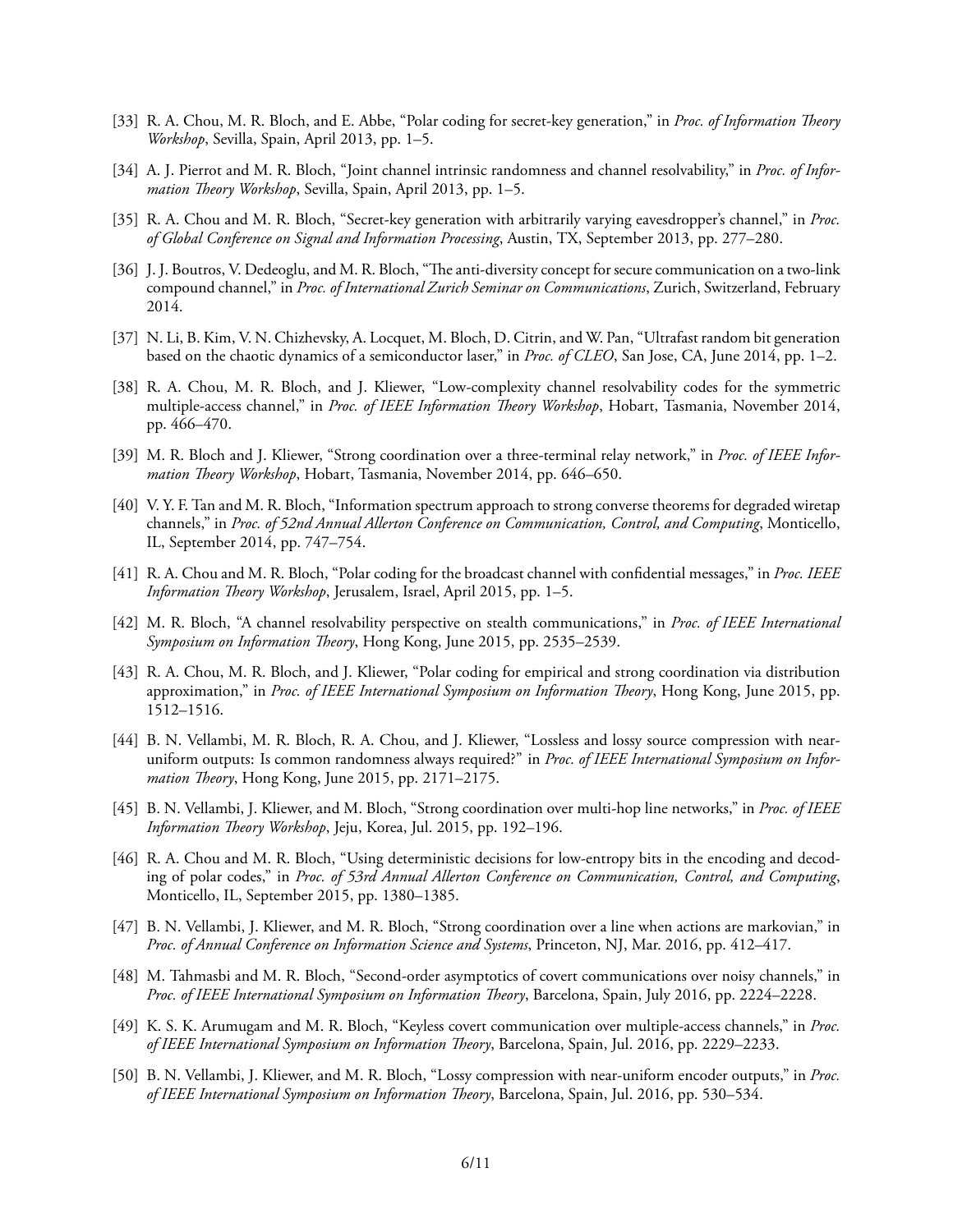[33] R. A. Chou, M. R. Bloch, and E. Abbe, "Polar coding for secret-key generation," in *Proc. of Information Theory Workshop*, Sevilla, Spain, April 2013, pp. 1–5.

[34] A. J. Pierrot and M. R. Bloch, "Joint channel intrinsic randomness and channel resolvability," in *Proc. of Information Theory Workshop*, Sevilla, Spain, April 2013, pp. 1–5.

[35] R. A. Chou and M. R. Bloch, "Secret-key generation with arbitrarily varying eavesdropper's channel," in *Proc. of Global Conference on Signal and Information Processing*, Austin, TX, September 2013, pp. 277–280.

[36] J. J. Boutros, V. Dedeoglu, and M. R. Bloch, "The anti-diversity concept for secure communication on a two-link compound channel," in *Proc. of International Zurich Seminar on Communications*, Zurich, Switzerland, February 2014.

[37] N. Li, B. Kim, V. N. Chizhevsky, A. Locquet, M. Bloch, D. Citrin, and W. Pan, "Ultrafast random bit generation based on the chaotic dynamics of a semiconductor laser," in *Proc. of CLEO*, San Jose, CA, June 2014, pp. 1–2.

[38] R. A. Chou, M. R. Bloch, and J. Kliewer, "Low-complexity channel resolvability codes for the symmetric multiple-access channel," in *Proc. of IEEE Information Theory Workshop*, Hobart, Tasmania, November 2014, pp. 466–470.

[39] M. R. Bloch and J. Kliewer, "Strong coordination over a three-terminal relay network," in *Proc. of IEEE Information Theory Workshop*, Hobart, Tasmania, November 2014, pp. 646–650.

[40] V. Y. F. Tan and M. R. Bloch, "Information spectrum approach to strong converse theorems for degraded wiretap channels," in *Proc. of 52nd Annual Allerton Conference on Communication, Control, and Computing*, Monticello, IL, September 2014, pp. 747–754.

[41] R. A. Chou and M. R. Bloch, "Polar coding for the broadcast channel with confidential messages," in *Proc. IEEE Information Theory Workshop*, Jerusalem, Israel, April 2015, pp. 1–5.

[42] M. R. Bloch, "A channel resolvability perspective on stealth communications," in *Proc. of IEEE International Symposium on Information Theory*, Hong Kong, June 2015, pp. 2535–2539.

[43] R. A. Chou, M. R. Bloch, and J. Kliewer, "Polar coding for empirical and strong coordination via distribution approximation," in *Proc. of IEEE International Symposium on Information Theory*, Hong Kong, June 2015, pp. 1512–1516.

[44] B. N. Vellambi, M. R. Bloch, R. A. Chou, and J. Kliewer, "Lossless and lossy source compression with near-uniform outputs: Is common randomness always required?" in *Proc. of IEEE International Symposium on Information Theory*, Hong Kong, June 2015, pp. 2171–2175.

[45] B. N. Vellambi, J. Kliewer, and M. Bloch, "Strong coordination over multi-hop line networks," in *Proc. of IEEE Information Theory Workshop*, Jeju, Korea, Jul. 2015, pp. 192–196.

[46] R. A. Chou and M. R. Bloch, "Using deterministic decisions for low-entropy bits in the encoding and decoding of polar codes," in *Proc. of 53rd Annual Allerton Conference on Communication, Control, and Computing*, Monticello, IL, September 2015, pp. 1380–1385.

[47] B. N. Vellambi, J. Kliewer, and M. R. Bloch, "Strong coordination over a line when actions are markovian," in *Proc. of Annual Conference on Information Science and Systems*, Princeton, NJ, Mar. 2016, pp. 412–417.

[48] M. Tahmasbi and M. R. Bloch, "Second-order asymptotics of covert communications over noisy channels," in *Proc. of IEEE International Symposium on Information Theory*, Barcelona, Spain, July 2016, pp. 2224–2228.

[49] K. S. K. Arumugam and M. R. Bloch, "Keyless covert communication over multiple-access channels," in *Proc. of IEEE International Symposium on Information Theory*, Barcelona, Spain, Jul. 2016, pp. 2229–2233.

[50] B. N. Vellambi, J. Kliewer, and M. R. Bloch, "Lossy compression with near-uniform encoder outputs," in *Proc. of IEEE International Symposium on Information Theory*, Barcelona, Spain, Jul. 2016, pp. 530–534.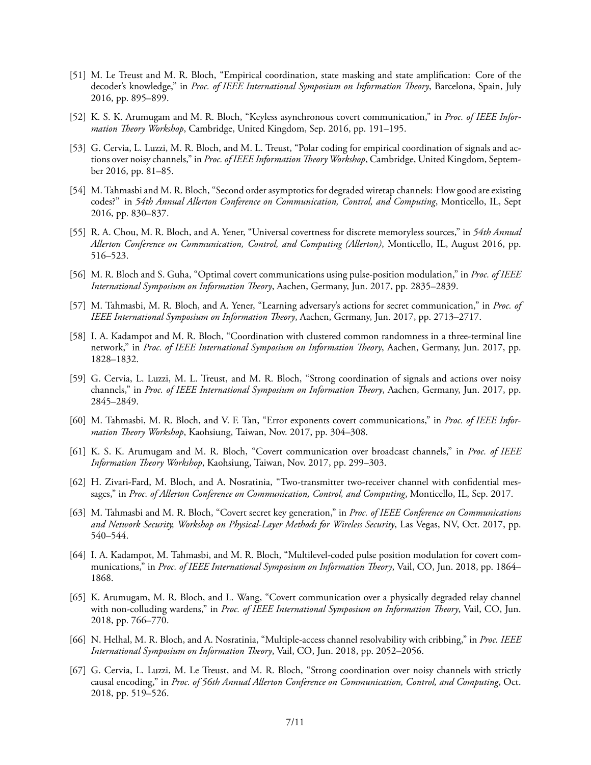[51] M. Le Treust and M. R. Bloch, "Empirical coordination, state masking and state amplification: Core of the decoder's knowledge," in *Proc. of IEEE International Symposium on Information Theory*, Barcelona, Spain, July 2016, pp. 895–899.

[52] K. S. K. Arumugam and M. R. Bloch, "Keyless asynchronous covert communication," in *Proc. of IEEE Information Theory Workshop*, Cambridge, United Kingdom, Sep. 2016, pp. 191–195.

[53] G. Cervia, L. Luzzi, M. R. Bloch, and M. L. Treust, "Polar coding for empirical coordination of signals and actions over noisy channels," in *Proc. of IEEE Information Theory Workshop*, Cambridge, United Kingdom, September 2016, pp. 81–85.

[54] M. Tahmasbi and M. R. Bloch, "Second order asymptotics for degraded wiretap channels: How good are existing codes?" in *54th Annual Allerton Conference on Communication, Control, and Computing*, Monticello, IL, Sept 2016, pp. 830–837.

[55] R. A. Chou, M. R. Bloch, and A. Yener, "Universal covertness for discrete memoryless sources," in *54th Annual Allerton Conference on Communication, Control, and Computing (Allerton)*, Monticello, IL, August 2016, pp. 516–523.

[56] M. R. Bloch and S. Guha, "Optimal covert communications using pulse-position modulation," in *Proc. of IEEE International Symposium on Information Theory*, Aachen, Germany, Jun. 2017, pp. 2835–2839.

[57] M. Tahmasbi, M. R. Bloch, and A. Yener, "Learning adversary's actions for secret communication," in *Proc. of IEEE International Symposium on Information Theory*, Aachen, Germany, Jun. 2017, pp. 2713–2717.

[58] I. A. Kadampot and M. R. Bloch, "Coordination with clustered common randomness in a three-terminal line network," in *Proc. of IEEE International Symposium on Information Theory*, Aachen, Germany, Jun. 2017, pp. 1828–1832.

[59] G. Cervia, L. Luzzi, M. L. Treust, and M. R. Bloch, "Strong coordination of signals and actions over noisy channels," in *Proc. of IEEE International Symposium on Information Theory*, Aachen, Germany, Jun. 2017, pp. 2845–2849.

[60] M. Tahmasbi, M. R. Bloch, and V. F. Tan, "Error exponents covert communications," in *Proc. of IEEE Information Theory Workshop*, Kaohsiung, Taiwan, Nov. 2017, pp. 304–308.

[61] K. S. K. Arumugam and M. R. Bloch, "Covert communication over broadcast channels," in *Proc. of IEEE Information Theory Workshop*, Kaohsiung, Taiwan, Nov. 2017, pp. 299–303.

[62] H. Zivari-Fard, M. Bloch, and A. Nosratinia, "Two-transmitter two-receiver channel with confidential messages," in *Proc. of Allerton Conference on Communication, Control, and Computing*, Monticello, IL, Sep. 2017.

[63] M. Tahmasbi and M. R. Bloch, "Covert secret key generation," in *Proc. of IEEE Conference on Communications and Network Security, Workshop on Physical-Layer Methods for Wireless Security*, Las Vegas, NV, Oct. 2017, pp. 540–544.

[64] I. A. Kadampot, M. Tahmasbi, and M. R. Bloch, "Multilevel-coded pulse position modulation for covert communications," in *Proc. of IEEE International Symposium on Information Theory*, Vail, CO, Jun. 2018, pp. 1864–1868.

[65] K. Arumugam, M. R. Bloch, and L. Wang, "Covert communication over a physically degraded relay channel with non-colluding wardens," in *Proc. of IEEE International Symposium on Information Theory*, Vail, CO, Jun. 2018, pp. 766–770.

[66] N. Helhal, M. R. Bloch, and A. Nosratinia, "Multiple-access channel resolvability with cribbing," in *Proc. IEEE International Symposium on Information Theory*, Vail, CO, Jun. 2018, pp. 2052–2056.

[67] G. Cervia, L. Luzzi, M. Le Treust, and M. R. Bloch, "Strong coordination over noisy channels with strictly causal encoding," in *Proc. of 56th Annual Allerton Conference on Communication, Control, and Computing*, Oct. 2018, pp. 519–526.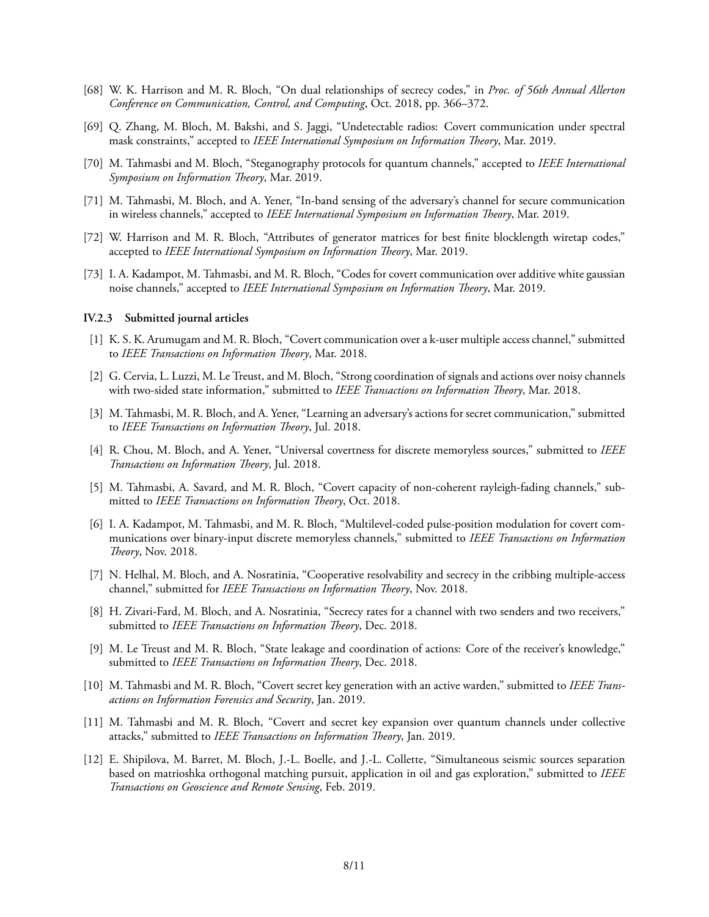[68] W. K. Harrison and M. R. Bloch, "On dual relationships of secrecy codes," in *Proc. of 56th Annual Allerton Conference on Communication, Control, and Computing*, Oct. 2018, pp. 366–372.

[69] Q. Zhang, M. Bloch, M. Bakshi, and S. Jaggi, "Undetectable radios: Covert communication under spectral mask constraints," accepted to *IEEE International Symposium on Information Theory*, Mar. 2019.

[70] M. Tahmasbi and M. Bloch, "Steganography protocols for quantum channels," accepted to *IEEE International Symposium on Information Theory*, Mar. 2019.

[71] M. Tahmasbi, M. Bloch, and A. Yener, "In-band sensing of the adversary's channel for secure communication in wireless channels," accepted to *IEEE International Symposium on Information Theory*, Mar. 2019.

[72] W. Harrison and M. R. Bloch, "Attributes of generator matrices for best finite blocklength wiretap codes," accepted to *IEEE International Symposium on Information Theory*, Mar. 2019.

[73] I. A. Kadampot, M. Tahmasbi, and M. R. Bloch, "Codes for covert communication over additive white gaussian noise channels," accepted to *IEEE International Symposium on Information Theory*, Mar. 2019.

#### IV.2.3 Submitted journal articles

[1] K. S. K. Arumugam and M. R. Bloch, "Covert communication over a k-user multiple access channel," submitted to *IEEE Transactions on Information Theory*, Mar. 2018.

[2] G. Cervia, L. Luzzi, M. Le Treust, and M. Bloch, "Strong coordination of signals and actions over noisy channels with two-sided state information," submitted to *IEEE Transactions on Information Theory*, Mar. 2018.

[3] M. Tahmasbi, M. R. Bloch, and A. Yener, "Learning an adversary's actions for secret communication," submitted to *IEEE Transactions on Information Theory*, Jul. 2018.

[4] R. Chou, M. Bloch, and A. Yener, "Universal covertness for discrete memoryless sources," submitted to *IEEE Transactions on Information Theory*, Jul. 2018.

[5] M. Tahmasbi, A. Savard, and M. R. Bloch, "Covert capacity of non-coherent rayleigh-fading channels," submitted to *IEEE Transactions on Information Theory*, Oct. 2018.

[6] I. A. Kadampot, M. Tahmasbi, and M. R. Bloch, "Multilevel-coded pulse-position modulation for covert communications over binary-input discrete memoryless channels," submitted to *IEEE Transactions on Information Theory*, Nov. 2018.

[7] N. Helhal, M. Bloch, and A. Nosratinia, "Cooperative resolvability and secrecy in the cribbing multiple-access channel," submitted for *IEEE Transactions on Information Theory*, Nov. 2018.

[8] H. Zivari-Fard, M. Bloch, and A. Nosratinia, "Secrecy rates for a channel with two senders and two receivers," submitted to *IEEE Transactions on Information Theory*, Dec. 2018.

[9] M. Le Treust and M. R. Bloch, "State leakage and coordination of actions: Core of the receiver's knowledge," submitted to *IEEE Transactions on Information Theory*, Dec. 2018.

[10] M. Tahmasbi and M. R. Bloch, "Covert secret key generation with an active warden," submitted to *IEEE Transactions on Information Forensics and Security*, Jan. 2019.

[11] M. Tahmasbi and M. R. Bloch, "Covert and secret key expansion over quantum channels under collective attacks," submitted to *IEEE Transactions on Information Theory*, Jan. 2019.

[12] E. Shipilova, M. Barret, M. Bloch, J.-L. Boelle, and J.-L. Collette, "Simultaneous seismic sources separation based on matrioshka orthogonal matching pursuit, application in oil and gas exploration," submitted to *IEEE Transactions on Geoscience and Remote Sensing*, Feb. 2019.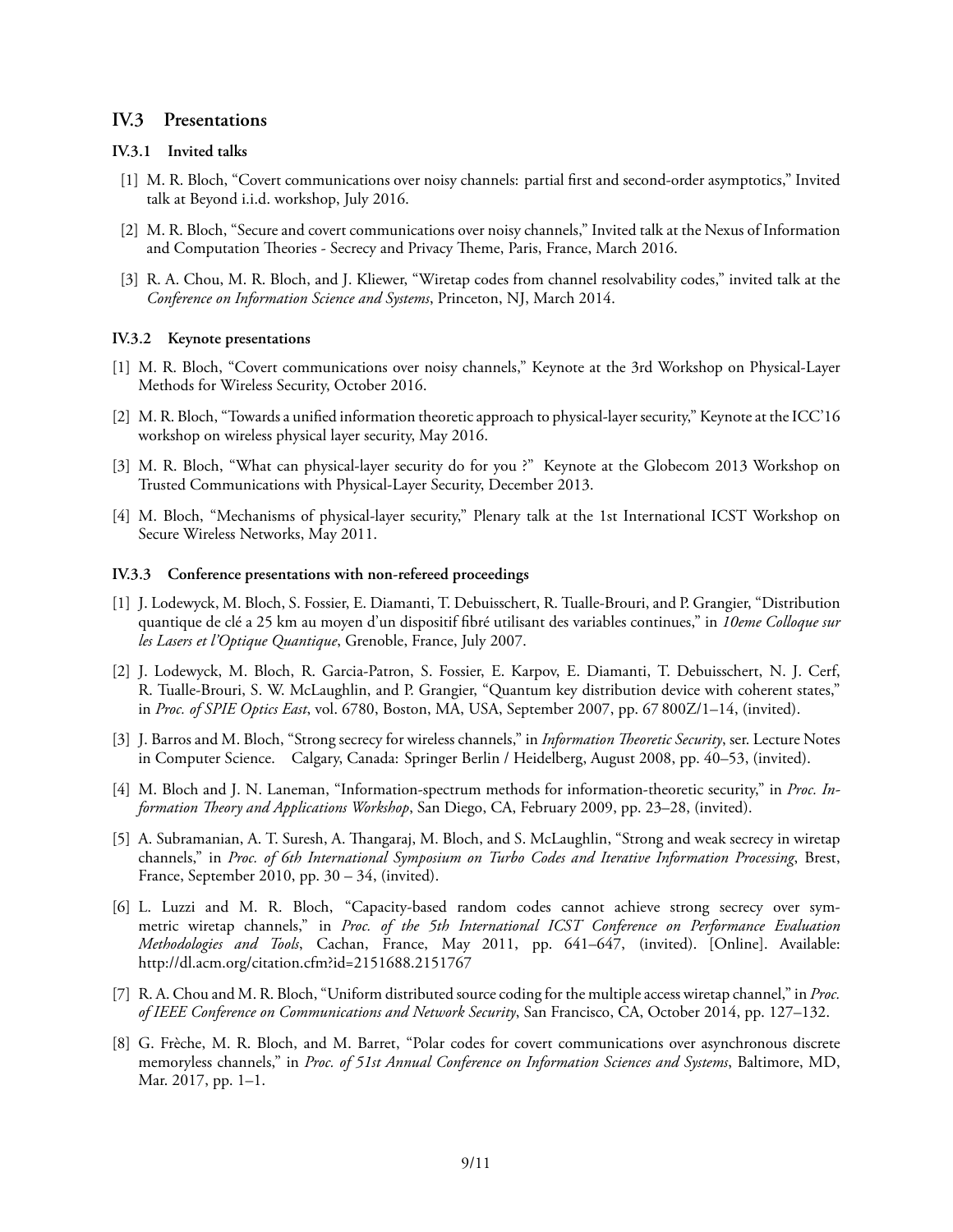## IV.3 Presentations

### IV.3.1 Invited talks

[1] M. R. Bloch, "Covert communications over noisy channels: partial first and second-order asymptotics," Invited talk at Beyond i.i.d. workshop, July 2016.

[2] M. R. Bloch, "Secure and covert communications over noisy channels," Invited talk at the Nexus of Information and Computation Theories - Secrecy and Privacy Theme, Paris, France, March 2016.

[3] R. A. Chou, M. R. Bloch, and J. Kliewer, "Wiretap codes from channel resolvability codes," invited talk at the *Conference on Information Science and Systems*, Princeton, NJ, March 2014.

### IV.3.2 Keynote presentations

[1] M. R. Bloch, "Covert communications over noisy channels," Keynote at the 3rd Workshop on Physical-Layer Methods for Wireless Security, October 2016.

[2] M. R. Bloch, "Towards a unified information theoretic approach to physical-layer security," Keynote at the ICC'16 workshop on wireless physical layer security, May 2016.

[3] M. R. Bloch, "What can physical-layer security do for you ?" Keynote at the Globecom 2013 Workshop on Trusted Communications with Physical-Layer Security, December 2013.

[4] M. Bloch, "Mechanisms of physical-layer security," Plenary talk at the 1st International ICST Workshop on Secure Wireless Networks, May 2011.

### IV.3.3 Conference presentations with non-refereed proceedings

[1] J. Lodewyck, M. Bloch, S. Fossier, E. Diamanti, T. Debuisschert, R. Tualle-Brouri, and P. Grangier, "Distribution quantique de clé a 25 km au moyen d'un dispositif fibré utilisant des variables continues," in *10eme Colloque sur les Lasers et l'Optique Quantique*, Grenoble, France, July 2007.

[2] J. Lodewyck, M. Bloch, R. Garcia-Patron, S. Fossier, E. Karpov, E. Diamanti, T. Debuisschert, N. J. Cerf, R. Tualle-Brouri, S. W. McLaughlin, and P. Grangier, "Quantum key distribution device with coherent states," in *Proc. of SPIE Optics East*, vol. 6780, Boston, MA, USA, September 2007, pp. 67 800Z/1–14, (invited).

[3] J. Barros and M. Bloch, "Strong secrecy for wireless channels," in *Information Theoretic Security*, ser. Lecture Notes in Computer Science. Calgary, Canada: Springer Berlin / Heidelberg, August 2008, pp. 40–53, (invited).

[4] M. Bloch and J. N. Laneman, "Information-spectrum methods for information-theoretic security," in *Proc. Information Theory and Applications Workshop*, San Diego, CA, February 2009, pp. 23–28, (invited).

[5] A. Subramanian, A. T. Suresh, A. Thangaraj, M. Bloch, and S. McLaughlin, "Strong and weak secrecy in wiretap channels," in *Proc. of 6th International Symposium on Turbo Codes and Iterative Information Processing*, Brest, France, September 2010, pp. 30 – 34, (invited).

[6] L. Luzzi and M. R. Bloch, "Capacity-based random codes cannot achieve strong secrecy over symmetric wiretap channels," in *Proc. of the 5th International ICST Conference on Performance Evaluation Methodologies and Tools*, Cachan, France, May 2011, pp. 641–647, (invited). [Online]. Available: http://dl.acm.org/citation.cfm?id=2151688.2151767

[7] R. A. Chou and M. R. Bloch, "Uniform distributed source coding for the multiple access wiretap channel," in *Proc. of IEEE Conference on Communications and Network Security*, San Francisco, CA, October 2014, pp. 127–132.

[8] G. Frèche, M. R. Bloch, and M. Barret, "Polar codes for covert communications over asynchronous discrete memoryless channels," in *Proc. of 51st Annual Conference on Information Sciences and Systems*, Baltimore, MD, Mar. 2017, pp. 1–1.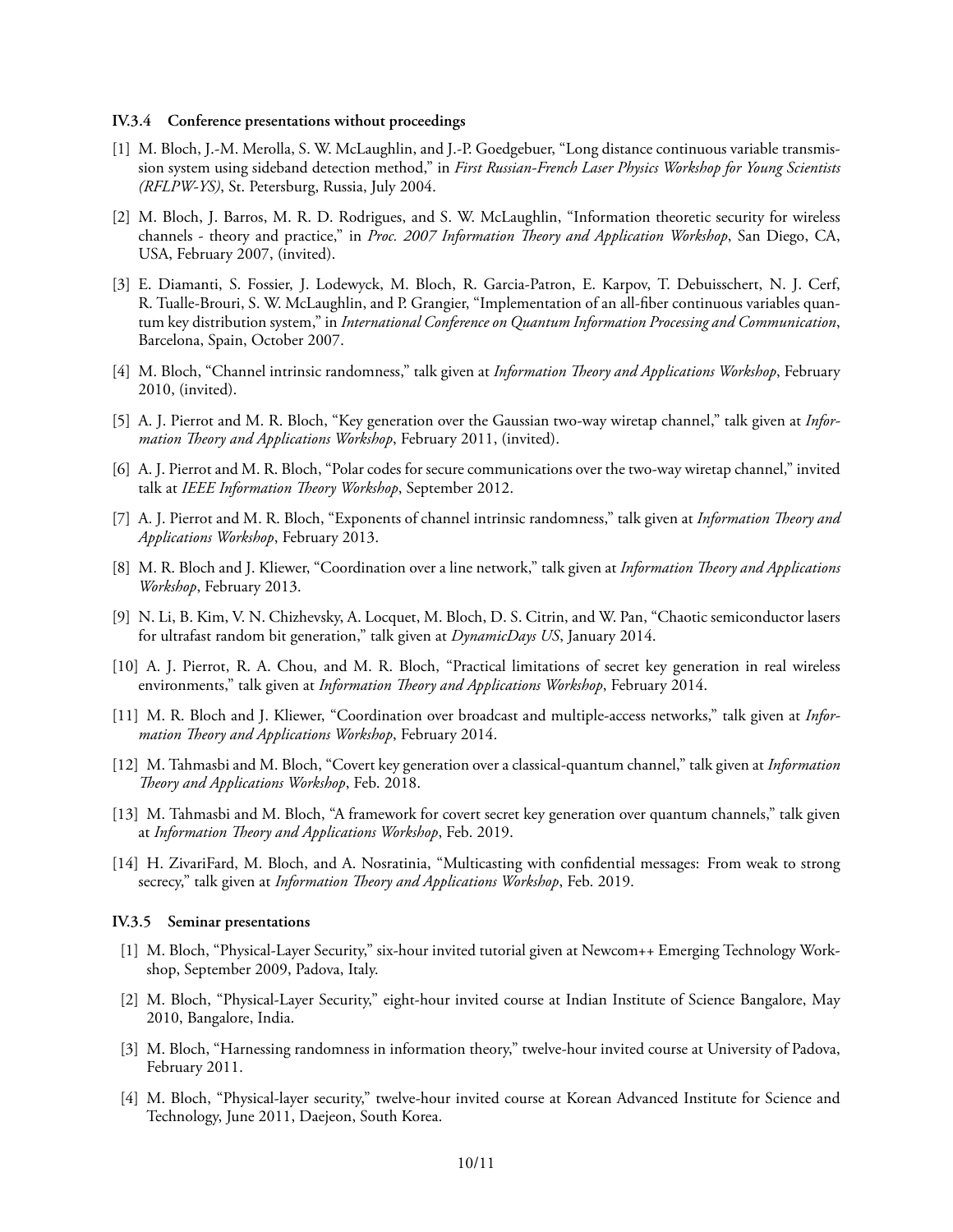#### IV.3.4 Conference presentations without proceedings

[1] M. Bloch, J.-M. Merolla, S. W. McLaughlin, and J.-P. Goedgebuer, "Long distance continuous variable transmission system using sideband detection method," in *First Russian-French Laser Physics Workshop for Young Scientists (RFLPW-YS)*, St. Petersburg, Russia, July 2004.

[2] M. Bloch, J. Barros, M. R. D. Rodrigues, and S. W. McLaughlin, "Information theoretic security for wireless channels - theory and practice," in *Proc. 2007 Information Theory and Application Workshop*, San Diego, CA, USA, February 2007, (invited).

[3] E. Diamanti, S. Fossier, J. Lodewyck, M. Bloch, R. Garcia-Patron, E. Karpov, T. Debuisschert, N. J. Cerf, R. Tualle-Brouri, S. W. McLaughlin, and P. Grangier, "Implementation of an all-fiber continuous variables quantum key distribution system," in *International Conference on Quantum Information Processing and Communication*, Barcelona, Spain, October 2007.

[4] M. Bloch, "Channel intrinsic randomness," talk given at *Information Theory and Applications Workshop*, February 2010, (invited).

[5] A. J. Pierrot and M. R. Bloch, "Key generation over the Gaussian two-way wiretap channel," talk given at *Information Theory and Applications Workshop*, February 2011, (invited).

[6] A. J. Pierrot and M. R. Bloch, "Polar codes for secure communications over the two-way wiretap channel," invited talk at *IEEE Information Theory Workshop*, September 2012.

[7] A. J. Pierrot and M. R. Bloch, "Exponents of channel intrinsic randomness," talk given at *Information Theory and Applications Workshop*, February 2013.

[8] M. R. Bloch and J. Kliewer, "Coordination over a line network," talk given at *Information Theory and Applications Workshop*, February 2013.

[9] N. Li, B. Kim, V. N. Chizhevsky, A. Locquet, M. Bloch, D. S. Citrin, and W. Pan, "Chaotic semiconductor lasers for ultrafast random bit generation," talk given at *DynamicDays US*, January 2014.

[10] A. J. Pierrot, R. A. Chou, and M. R. Bloch, "Practical limitations of secret key generation in real wireless environments," talk given at *Information Theory and Applications Workshop*, February 2014.

[11] M. R. Bloch and J. Kliewer, "Coordination over broadcast and multiple-access networks," talk given at *Information Theory and Applications Workshop*, February 2014.

[12] M. Tahmasbi and M. Bloch, "Covert key generation over a classical-quantum channel," talk given at *Information Theory and Applications Workshop*, Feb. 2018.

[13] M. Tahmasbi and M. Bloch, "A framework for covert secret key generation over quantum channels," talk given at *Information Theory and Applications Workshop*, Feb. 2019.

[14] H. ZivariFard, M. Bloch, and A. Nosratinia, "Multicasting with confidential messages: From weak to strong secrecy," talk given at *Information Theory and Applications Workshop*, Feb. 2019.

#### IV.3.5 Seminar presentations

[1] M. Bloch, "Physical-Layer Security," six-hour invited tutorial given at Newcom++ Emerging Technology Workshop, September 2009, Padova, Italy.

[2] M. Bloch, "Physical-Layer Security," eight-hour invited course at Indian Institute of Science Bangalore, May 2010, Bangalore, India.

[3] M. Bloch, "Harnessing randomness in information theory," twelve-hour invited course at University of Padova, February 2011.

[4] M. Bloch, "Physical-layer security," twelve-hour invited course at Korean Advanced Institute for Science and Technology, June 2011, Daejeon, South Korea.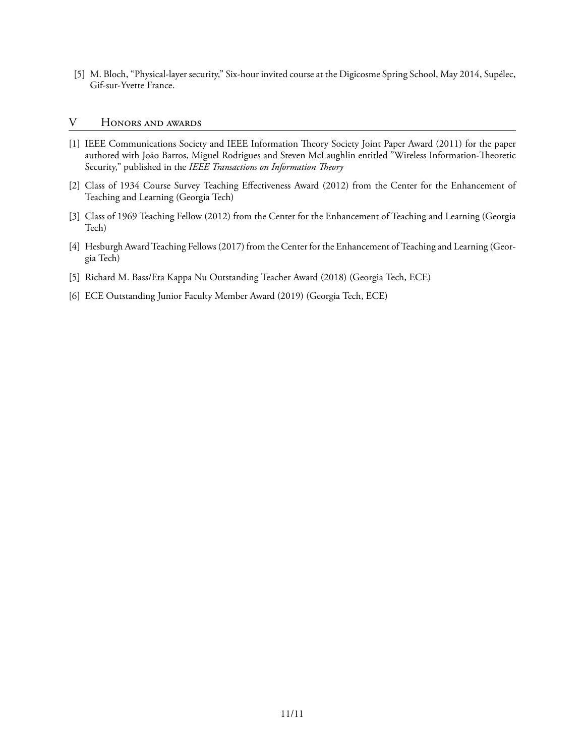[5] M. Bloch, "Physical-layer security," Six-hour invited course at the Digicosme Spring School, May 2014, Supélec, Gif-sur-Yvette France.

## V Honors and awards

[1] IEEE Communications Society and IEEE Information Theory Society Joint Paper Award (2011) for the paper authored with João Barros, Miguel Rodrigues and Steven McLaughlin entitled "Wireless Information-Theoretic Security," published in the *IEEE Transactions on Information Theory*

[2] Class of 1934 Course Survey Teaching Effectiveness Award (2012) from the Center for the Enhancement of Teaching and Learning (Georgia Tech)

[3] Class of 1969 Teaching Fellow (2012) from the Center for the Enhancement of Teaching and Learning (Georgia Tech)

[4] Hesburgh Award Teaching Fellows (2017) from the Center for the Enhancement of Teaching and Learning (Georgia Tech)

[5] Richard M. Bass/Eta Kappa Nu Outstanding Teacher Award (2018) (Georgia Tech, ECE)

[6] ECE Outstanding Junior Faculty Member Award (2019) (Georgia Tech, ECE)